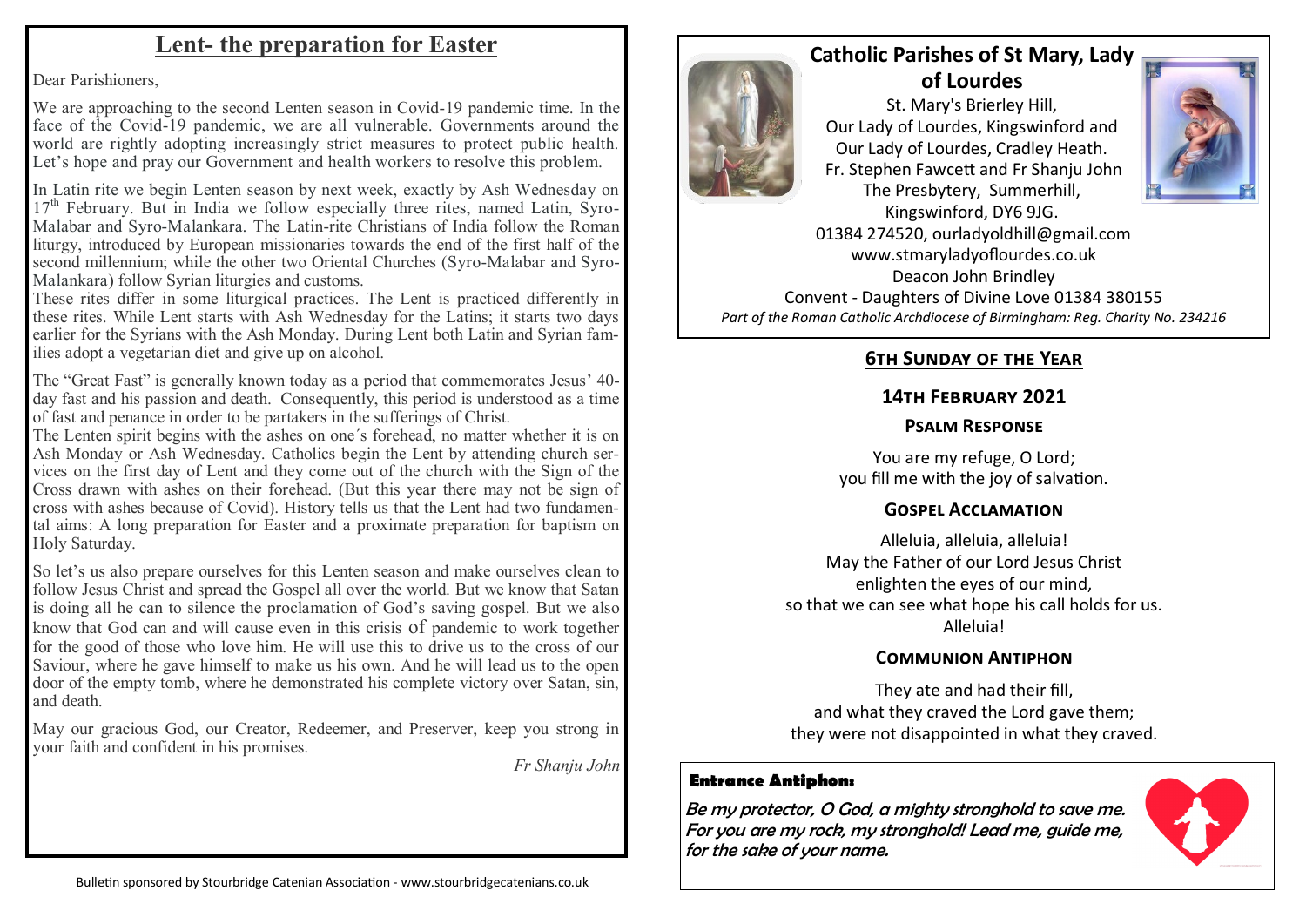# Lent- the preparation for Easter

Dear Parishioners,

We are approaching to the second Lenten season in Covid-19 pandemic time. In the face of the Covid-19 pandemic, we are all vulnerable. Governments around the world are rightly adopting increasingly strict measures to protect public health. Let's hope and pray our Government and health workers to resolve this problem.

In Latin rite we begin Lenten season by next week, exactly by Ash Wednesday on 17th February. But in India we follow especially three rites, named Latin, Syro-Malabar and Syro-Malankara. The Latin-rite Christians of India follow the Roman liturgy, introduced by European missionaries towards the end of the first half of the second millennium; while the other two Oriental Churches (Syro-Malabar and Syro-Malankara) follow Syrian liturgies and customs.

These rites differ in some liturgical practices. The Lent is practiced differently in these rites. While Lent starts with Ash Wednesday for the Latins; it starts two days earlier for the Syrians with the Ash Monday. During Lent both Latin and Syrian families adopt a vegetarian diet and give up on alcohol.

The "Great Fast" is generally known today as a period that commemorates Jesus' 40-day fast and his passion and death. Consequently, this period is understood as a time of fast and penance in order to be partakers in the sufferings of Christ.

The Lenten spirit begins with the ashes on one´s forehead, no matter whether it is on Ash Monday or Ash Wednesday. Catholics begin the Lent by attending church services on the first day of Lent and they come out of the church with the Sign of the Cross drawn with ashes on their forehead. (But this year there may not be sign of cross with ashes because of Covid). History tells us that the Lent had two fundamental aims: A long preparation for Easter and a proximate preparation for baptism on Holy Saturday.

So let's us also prepare ourselves for this Lenten season and make ourselves clean to follow Jesus Christ and spread the Gospel all over the world. But we know that Satan is doing all he can to silence the proclamation of God's saving gospel. But we also know that God can and will cause even in this crisis of pandemic to work together for the good of those who love him. He will use this to drive us to the cross of our Saviour, where he gave himself to make us his own. And he will lead us to the open door of the empty tomb, where he demonstrated his complete victory over Satan, sin, and death.

May our gracious God, our Creator, Redeemer, and Preserver, keep you strong in your faith and confident in his promises.

*Fr Shanju John*

Bulletin sponsored by Stourbridge Catenian Association - www.stourbridgecatenians.co.uk

# Catholic Parishes of St Mary, Lady of Lourdes

St. Mary's Brierley Hill,
Our Lady of Lourdes, Kingswinford and
Our Lady of Lourdes, Cradley Heath.
Fr. Stephen Fawcett and Fr Shanju John
The Presbytery, Summerhill,
Kingswinford, DY6 9JG.
01384 274520, ourladyoldhill@gmail.com
www.stmaryladyoflourdes.co.uk
Deacon John Brindley
Convent - Daughters of Divine Love 01384 380155
*Part of the Roman Catholic Archdiocese of Birmingham: Reg. Charity No. 234216*

## 6th Sunday of the Year

## 14th February 2021

### Psalm Response

You are my refuge, O Lord;
you fill me with the joy of salvation.

### Gospel Acclamation

Alleluia, alleluia, alleluia!
May the Father of our Lord Jesus Christ
enlighten the eyes of our mind,
so that we can see what hope his call holds for us.
Alleluia!

### Communion Antiphon

They ate and had their fill,
and what they craved the Lord gave them;
they were not disappointed in what they craved.

**Entrance Antiphon:**

*Be my protector, O God, a mighty stronghold to save me. For you are my rock, my stronghold! Lead me, guide me, for the sake of your name.*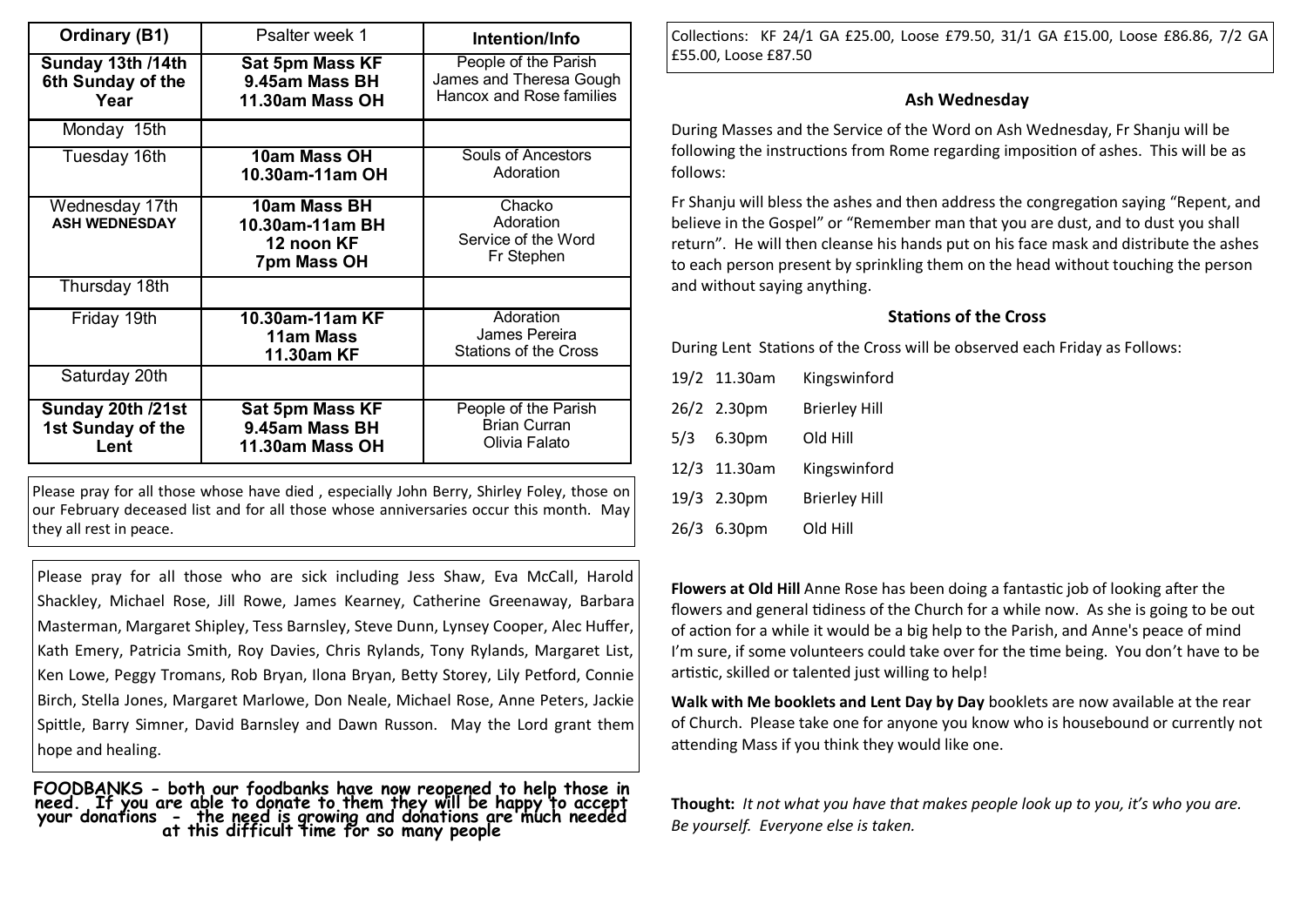| Ordinary (B1) | Psalter week 1 | Intention/Info |
|---|---|---|
| **Sunday 13th /14th 6th Sunday of the Year** | **Sat 5pm Mass KF**<br>**9.45am Mass BH**<br>**11.30am Mass OH** | People of the Parish<br>James and Theresa Gough<br>Hancox and Rose families |
| Monday 15th | | |
| Tuesday 16th | **10am Mass OH**<br>**10.30am-11am OH** | Souls of Ancestors<br>Adoration |
| Wednesday 17th<br>**ASH WEDNESDAY** | **10am Mass BH**<br>**10.30am-11am BH**<br>**12 noon KF**<br>**7pm Mass OH** | Chacko<br>Adoration<br>Service of the Word<br>Fr Stephen |
| Thursday 18th | | |
| Friday 19th | **10.30am-11am KF**<br>**11am Mass**<br>**11.30am KF** | Adoration<br>James Pereira<br>Stations of the Cross |
| Saturday 20th | | |
| **Sunday 20th /21st 1st Sunday of the Lent** | **Sat 5pm Mass KF**<br>**9.45am Mass BH**<br>**11.30am Mass OH** | People of the Parish<br>Brian Curran<br>Olivia Falato |

Please pray for all those whose have died , especially John Berry, Shirley Foley, those on our February deceased list and for all those whose anniversaries occur this month. May they all rest in peace.

Please pray for all those who are sick including Jess Shaw, Eva McCall, Harold Shackley, Michael Rose, Jill Rowe, James Kearney, Catherine Greenaway, Barbara Masterman, Margaret Shipley, Tess Barnsley, Steve Dunn, Lynsey Cooper, Alec Huffer, Kath Emery, Patricia Smith, Roy Davies, Chris Rylands, Tony Rylands, Margaret List, Ken Lowe, Peggy Tromans, Rob Bryan, Ilona Bryan, Betty Storey, Lily Petford, Connie Birch, Stella Jones, Margaret Marlowe, Don Neale, Michael Rose, Anne Peters, Jackie Spittle, Barry Simner, David Barnsley and Dawn Russon. May the Lord grant them hope and healing.

**FOODBANKS - both our foodbanks have now reopened to help those in need. If you are able to donate to them they will be happy to accept your donations - the need is growing and donations are much needed at this difficult time for so many people**

Collections: KF 24/1 GA £25.00, Loose £79.50, 31/1 GA £15.00, Loose £86.86, 7/2 GA £55.00, Loose £87.50

### Ash Wednesday

During Masses and the Service of the Word on Ash Wednesday, Fr Shanju will be following the instructions from Rome regarding imposition of ashes. This will be as follows:

Fr Shanju will bless the ashes and then address the congregation saying "Repent, and believe in the Gospel" or "Remember man that you are dust, and to dust you shall return". He will then cleanse his hands put on his face mask and distribute the ashes to each person present by sprinkling them on the head without touching the person and without saying anything.

### Stations of the Cross

During Lent Stations of the Cross will be observed each Friday as Follows:

| | | |
|---|---|---|
| 19/2 | 11.30am | Kingswinford |
| 26/2 | 2.30pm | Brierley Hill |
| 5/3 | 6.30pm | Old Hill |
| 12/3 | 11.30am | Kingswinford |
| 19/3 | 2.30pm | Brierley Hill |
| 26/3 | 6.30pm | Old Hill |

**Flowers at Old Hill** Anne Rose has been doing a fantastic job of looking after the flowers and general tidiness of the Church for a while now. As she is going to be out of action for a while it would be a big help to the Parish, and Anne's peace of mind I'm sure, if some volunteers could take over for the time being. You don't have to be artistic, skilled or talented just willing to help!

**Walk with Me booklets and Lent Day by Day** booklets are now available at the rear of Church. Please take one for anyone you know who is housebound or currently not attending Mass if you think they would like one.

**Thought:** *It not what you have that makes people look up to you, it's who you are. Be yourself. Everyone else is taken.*